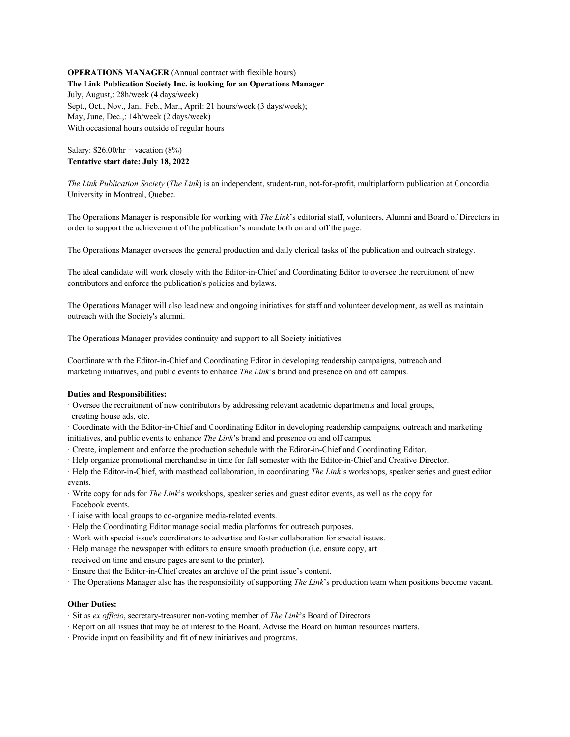**OPERATIONS MANAGER** (Annual contract with flexible hours)
**The Link Publication Society Inc. is looking for an Operations Manager**
July, August,: 28h/week (4 days/week)
Sept., Oct., Nov., Jan., Feb., Mar., April: 21 hours/week (3 days/week);
May, June, Dec.,: 14h/week (2 days/week)
With occasional hours outside of regular hours

Salary: $26.00/hr + vacation (8%)
**Tentative start date: July 18, 2022**

*The Link Publication Society* (*The Link*) is an independent, student-run, not-for-profit, multiplatform publication at Concordia University in Montreal, Quebec.

The Operations Manager is responsible for working with *The Link*'s editorial staff, volunteers, Alumni and Board of Directors in order to support the achievement of the publication's mandate both on and off the page.

The Operations Manager oversees the general production and daily clerical tasks of the publication and outreach strategy.

The ideal candidate will work closely with the Editor-in-Chief and Coordinating Editor to oversee the recruitment of new contributors and enforce the publication's policies and bylaws.

The Operations Manager will also lead new and ongoing initiatives for staff and volunteer development, as well as maintain outreach with the Society's alumni.

The Operations Manager provides continuity and support to all Society initiatives.

Coordinate with the Editor-in-Chief and Coordinating Editor in developing readership campaigns, outreach and marketing initiatives, and public events to enhance *The Link*'s brand and presence on and off campus.

**Duties and Responsibilities:**

· Oversee the recruitment of new contributors by addressing relevant academic departments and local groups, creating house ads, etc.
· Coordinate with the Editor-in-Chief and Coordinating Editor in developing readership campaigns, outreach and marketing initiatives, and public events to enhance *The Link*'s brand and presence on and off campus.
· Create, implement and enforce the production schedule with the Editor-in-Chief and Coordinating Editor.
· Help organize promotional merchandise in time for fall semester with the Editor-in-Chief and Creative Director.
· Help the Editor-in-Chief, with masthead collaboration, in coordinating *The Link*'s workshops, speaker series and guest editor events.
· Write copy for ads for *The Link*'s workshops, speaker series and guest editor events, as well as the copy for Facebook events.
· Liaise with local groups to co-organize media-related events.
· Help the Coordinating Editor manage social media platforms for outreach purposes.
· Work with special issue's coordinators to advertise and foster collaboration for special issues.
· Help manage the newspaper with editors to ensure smooth production (i.e. ensure copy, art received on time and ensure pages are sent to the printer).
· Ensure that the Editor-in-Chief creates an archive of the print issue's content.
· The Operations Manager also has the responsibility of supporting *The Link*'s production team when positions become vacant.

**Other Duties:**

· Sit as *ex officio*, secretary-treasurer non-voting member of *The Link*'s Board of Directors
· Report on all issues that may be of interest to the Board. Advise the Board on human resources matters.
· Provide input on feasibility and fit of new initiatives and programs.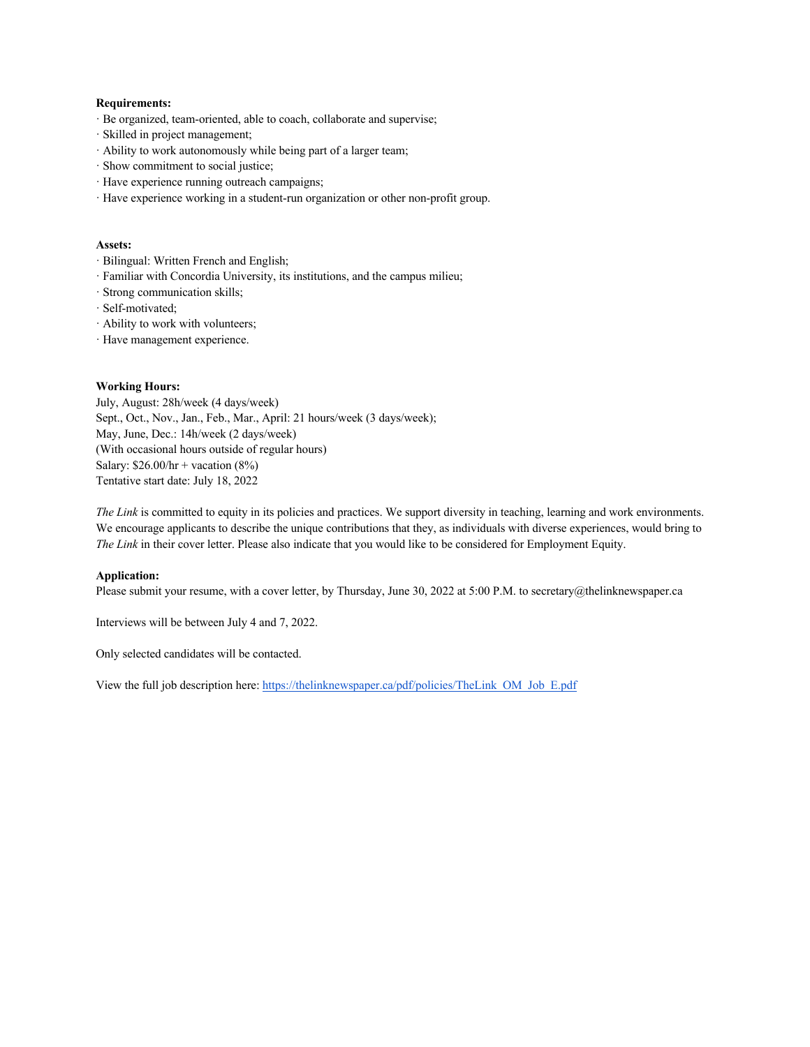**Requirements:**

- Be organized, team-oriented, able to coach, collaborate and supervise;
- Skilled in project management;
- Ability to work autonomously while being part of a larger team;
- Show commitment to social justice;
- Have experience running outreach campaigns;
- Have experience working in a student-run organization or other non-profit group.

**Assets:**

- Bilingual: Written French and English;
- Familiar with Concordia University, its institutions, and the campus milieu;
- Strong communication skills;
- Self-motivated;
- Ability to work with volunteers;
- Have management experience.

**Working Hours:**

July, August: 28h/week (4 days/week)
Sept., Oct., Nov., Jan., Feb., Mar., April: 21 hours/week (3 days/week);
May, June, Dec.: 14h/week (2 days/week)
(With occasional hours outside of regular hours)
Salary: $26.00/hr + vacation (8%)
Tentative start date: July 18, 2022

*The Link* is committed to equity in its policies and practices. We support diversity in teaching, learning and work environments. We encourage applicants to describe the unique contributions that they, as individuals with diverse experiences, would bring to *The Link* in their cover letter. Please also indicate that you would like to be considered for Employment Equity.

**Application:**

Please submit your resume, with a cover letter, by Thursday, June 30, 2022 at 5:00 P.M. to secretary@thelinknewspaper.ca

Interviews will be between July 4 and 7, 2022.

Only selected candidates will be contacted.

View the full job description here: [https://thelinknewspaper.ca/pdf/policies/TheLink_OM_Job_E.pdf](https://thelinknewspaper.ca/pdf/policies/TheLink_OM_Job_E.pdf)